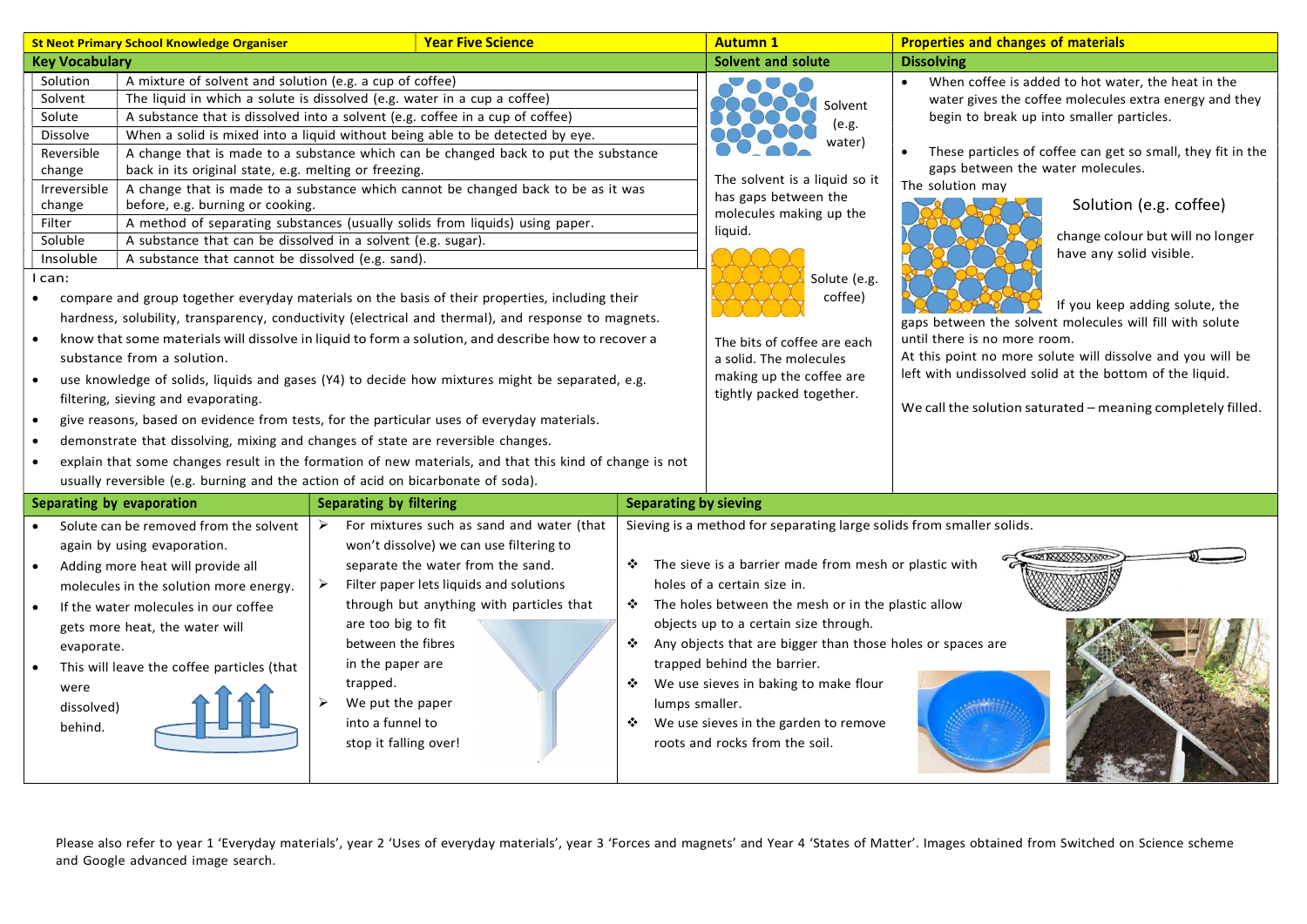**St Neot Primary School Knowledge Organiser** | **Year Five Science** | **Autumn 1** | **Properties and changes of materials**

## Key Vocabulary

| Term | Definition |
| --- | --- |
| Solution | A mixture of solvent and solution (e.g. a cup of coffee) |
| Solvent | The liquid in which a solute is dissolved (e.g. water in a cup a coffee) |
| Solute | A substance that is dissolved into a solvent (e.g. coffee in a cup of coffee) |
| Dissolve | When a solid is mixed into a liquid without being able to be detected by eye. |
| Reversible change | A change that is made to a substance which can be changed back to put the substance back in its original state, e.g. melting or freezing. |
| Irreversible change | A change that is made to a substance which cannot be changed back to be as it was before, e.g. burning or cooking. |
| Filter | A method of separating substances (usually solids from liquids) using paper. |
| Soluble | A substance that can be dissolved in a solvent (e.g. sugar). |
| Insoluble | A substance that cannot be dissolved (e.g. sand). |

I can:

- compare and group together everyday materials on the basis of their properties, including their hardness, solubility, transparency, conductivity (electrical and thermal), and response to magnets.
- know that some materials will dissolve in liquid to form a solution, and describe how to recover a substance from a solution.
- use knowledge of solids, liquids and gases (Y4) to decide how mixtures might be separated, e.g. filtering, sieving and evaporating.
- give reasons, based on evidence from tests, for the particular uses of everyday materials.
- demonstrate that dissolving, mixing and changes of state are reversible changes.
- explain that some changes result in the formation of new materials, and that this kind of change is not usually reversible (e.g. burning and the action of acid on bicarbonate of soda).

## Solvent and solute

Solvent (e.g. water)

The solvent is a liquid so it has gaps between the molecules making up the liquid.

Solute (e.g. coffee)

The bits of coffee are each a solid. The molecules making up the coffee are tightly packed together.

## Dissolving

- When coffee is added to hot water, the heat in the water gives the coffee molecules extra energy and they begin to break up into smaller particles.
- These particles of coffee can get so small, they fit in the gaps between the water molecules.

Solution (e.g. coffee)

The solution may change colour but will no longer have any solid visible.

If you keep adding solute, the gaps between the solvent molecules will fill with solute until there is no more room.

At this point no more solute will dissolve and you will be left with undissolved solid at the bottom of the liquid.

We call the solution saturated – meaning completely filled.

## Separating by evaporation

- Solute can be removed from the solvent again by using evaporation.
- Adding more heat will provide all molecules in the solution more energy.
- If the water molecules in our coffee gets more heat, the water will evaporate.
- This will leave the coffee particles (that were dissolved) behind.

## Separating by filtering

- For mixtures such as sand and water (that won't dissolve) we can use filtering to separate the water from the sand.
- Filter paper lets liquids and solutions through but anything with particles that are too big to fit between the fibres in the paper are trapped.
- We put the paper into a funnel to stop it falling over!

## Separating by sieving

Sieving is a method for separating large solids from smaller solids.

- The sieve is a barrier made from mesh or plastic with holes of a certain size in.
- The holes between the mesh or in the plastic allow objects up to a certain size through.
- Any objects that are bigger than those holes or spaces are trapped behind the barrier.
- We use sieves in baking to make flour lumps smaller.
- We use sieves in the garden to remove roots and rocks from the soil.

Please also refer to year 1 'Everyday materials', year 2 'Uses of everyday materials', year 3 'Forces and magnets' and Year 4 'States of Matter'. Images obtained from Switched on Science scheme and Google advanced image search.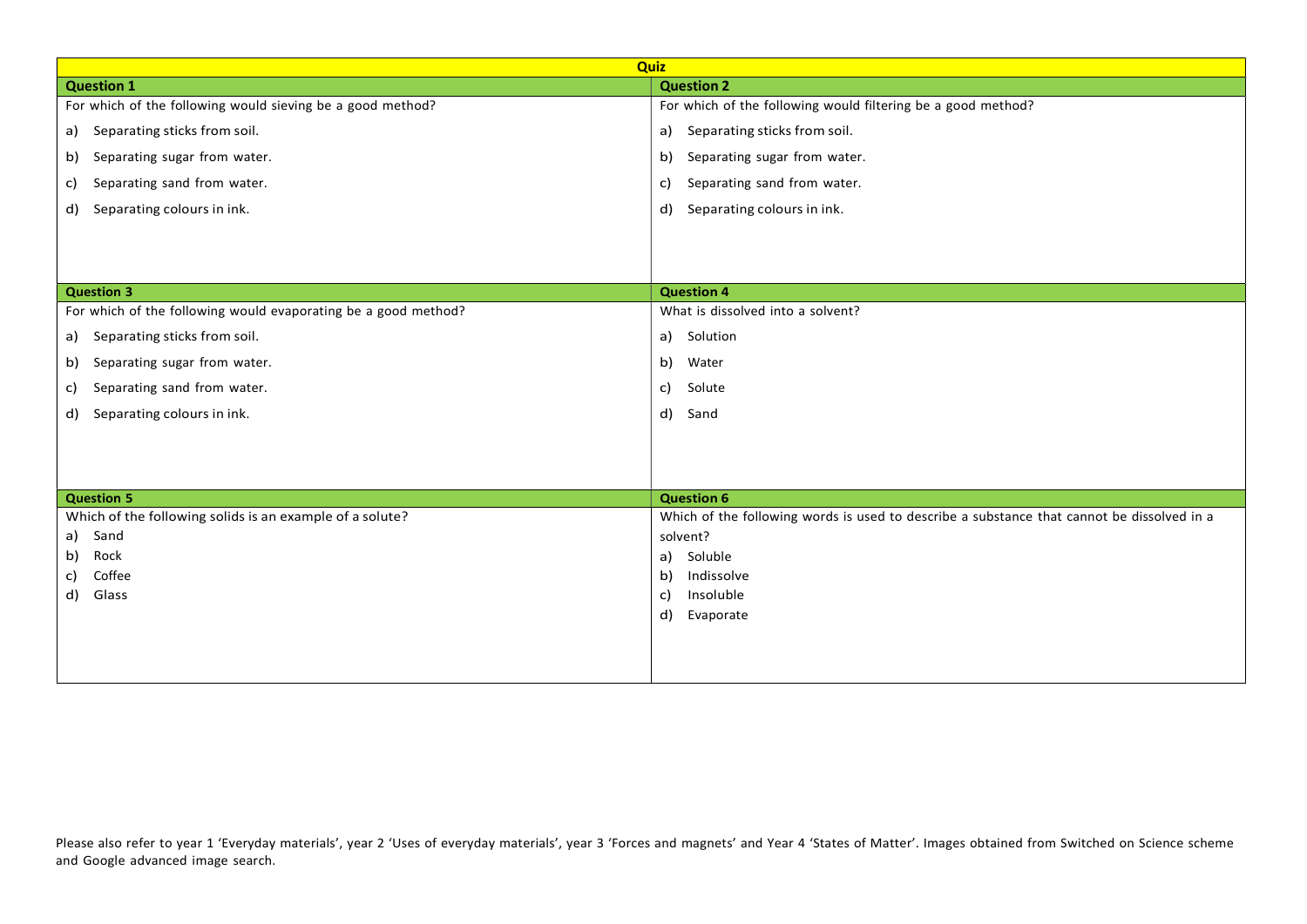## Quiz

### Question 1

For which of the following would sieving be a good method?

a) Separating sticks from soil.

b) Separating sugar from water.

c) Separating sand from water.

d) Separating colours in ink.

### Question 2

For which of the following would filtering be a good method?

a) Separating sticks from soil.

b) Separating sugar from water.

c) Separating sand from water.

d) Separating colours in ink.

### Question 3

For which of the following would evaporating be a good method?

a) Separating sticks from soil.

b) Separating sugar from water.

c) Separating sand from water.

d) Separating colours in ink.

### Question 4

What is dissolved into a solvent?

a) Solution

b) Water

c) Solute

d) Sand

### Question 5

Which of the following solids is an example of a solute?

a) Sand

b) Rock

c) Coffee

d) Glass

### Question 6

Which of the following words is used to describe a substance that cannot be dissolved in a solvent?

a) Soluble

b) Indissolve

c) Insoluble

d) Evaporate

Please also refer to year 1 'Everyday materials', year 2 'Uses of everyday materials', year 3 'Forces and magnets' and Year 4 'States of Matter'. Images obtained from Switched on Science scheme and Google advanced image search.